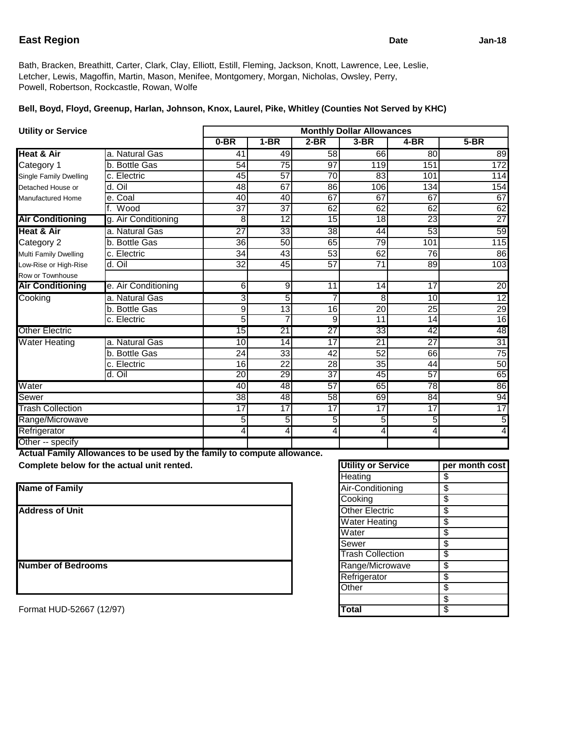## East Region

**Date** **Jan-18**

Bath, Bracken, Breathitt, Carter, Clark, Clay, Elliott, Estill, Fleming, Jackson, Knott, Lawrence, Lee, Leslie, Letcher, Lewis, Magoffin, Martin, Mason, Menifee, Montgomery, Morgan, Nicholas, Owsley, Perry, Powell, Robertson, Rockcastle, Rowan, Wolfe

**Bell, Boyd, Floyd, Greenup, Harlan, Johnson, Knox, Laurel, Pike, Whitley (Counties Not Served by KHC)**

| Utility or Service | | Monthly Dollar Allowances | | | | | |
|---|---|---|---|---|---|---|---|
| | | 0-BR | 1-BR | 2-BR | 3-BR | 4-BR | 5-BR |
| **Heat & Air** | a. Natural Gas | 41 | 49 | 58 | 66 | 80 | 89 |
| Category 1 | b. Bottle Gas | 54 | 75 | 97 | 119 | 151 | 172 |
| Single Family Dwelling | c. Electric | 45 | 57 | 70 | 83 | 101 | 114 |
| Detached House or | d. Oil | 48 | 67 | 86 | 106 | 134 | 154 |
| Manufactured Home | e. Coal | 40 | 40 | 67 | 67 | 67 | 67 |
| | f. Wood | 37 | 37 | 62 | 62 | 62 | 62 |
| **Air Conditioning** | g. Air Conditioning | 8 | 12 | 15 | 18 | 23 | 27 |
| **Heat & Air** | a. Natural Gas | 27 | 33 | 38 | 44 | 53 | 59 |
| Category 2 | b. Bottle Gas | 36 | 50 | 65 | 79 | 101 | 115 |
| Multi Family Dwelling | c. Electric | 34 | 43 | 53 | 62 | 76 | 86 |
| Low-Rise or High-Rise | d. Oil | 32 | 45 | 57 | 71 | 89 | 103 |
| Row or Townhouse | | | | | | | |
| **Air Conditioning** | e. Air Conditioning | 6 | 9 | 11 | 14 | 17 | 20 |
| Cooking | a. Natural Gas | 3 | 5 | 7 | 8 | 10 | 12 |
| | b. Bottle Gas | 9 | 13 | 16 | 20 | 25 | 29 |
| | c. Electric | 5 | 7 | 9 | 11 | 14 | 16 |
| Other Electric | | 15 | 21 | 27 | 33 | 42 | 48 |
| Water Heating | a. Natural Gas | 10 | 14 | 17 | 21 | 27 | 31 |
| | b. Bottle Gas | 24 | 33 | 42 | 52 | 66 | 75 |
| | c. Electric | 16 | 22 | 28 | 35 | 44 | 50 |
| | d. Oil | 20 | 29 | 37 | 45 | 57 | 65 |
| Water | | 40 | 48 | 57 | 65 | 78 | 86 |
| Sewer | | 38 | 48 | 58 | 69 | 84 | 94 |
| Trash Collection | | 17 | 17 | 17 | 17 | 17 | 17 |
| Range/Microwave | | 5 | 5 | 5 | 5 | 5 | 5 |
| Refrigerator | | 4 | 4 | 4 | 4 | 4 | 4 |
| Other -- specify | | | | | | | |

**Actual Family Allowances to be used by the family to compute allowance.**

**Complete below for the actual unit rented.**

| **Name of Family** |
|---|
| |
| **Address of Unit** |
| |
| **Number of Bedrooms** |
| |

| Utility or Service | per month cost |
|---|---|
| Heating | $ |
| Air-Conditioning | $ |
| Cooking | $ |
| Other Electric | $ |
| Water Heating | $ |
| Water | $ |
| Sewer | $ |
| Trash Collection | $ |
| Range/Microwave | $ |
| Refrigerator | $ |
| Other | $ |
| | $ |
| **Total** | $ |

Format HUD-52667 (12/97)